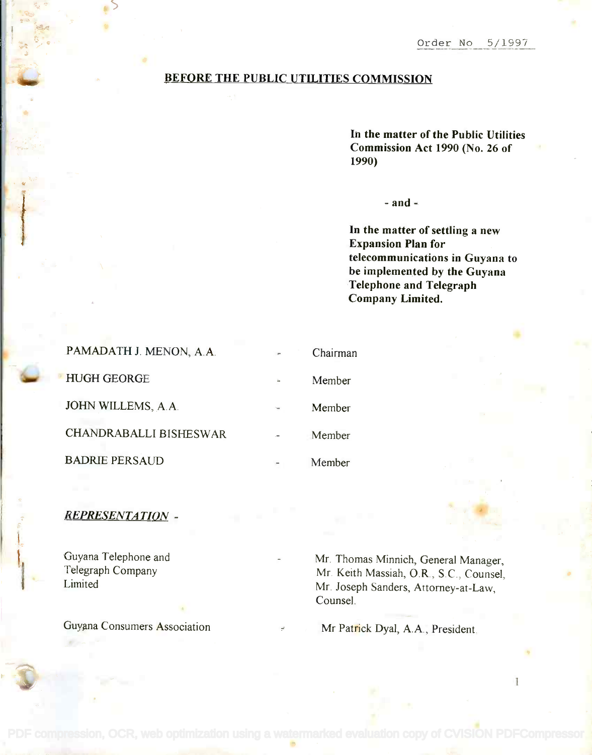Order No 5/1997

# BEFORE THE PUBLIC UTILITIES COMMISSION

**In the matter of the Public Utilities Commission Act 1990 (No. 26 of 1990)**

**- and -**

**In the matter of settling a new Expansion Plan for telecommunications in Guyana to be implemented by the Guyana Telephone and Telegraph Company Limited.**

| | | |
|---|---|---|
| PAMADATH J. MENON, A.A. | - | Chairman |
| HUGH GEORGE | - | Member |
| JOHN WILLEMS, A.A. | - | Member |
| CHANDRABALLI BISHESWAR | - | Member |
| BADRIE PERSAUD | - | Member |

***REPRESENTATION*** -

| | | |
|---|---|---|
| Guyana Telephone and Telegraph Company Limited | - | Mr. Thomas Minnich, General Manager, Mr. Keith Massiah, O.R., S.C., Counsel, Mr. Joseph Sanders, Attorney-at-Law, Counsel. |
| Guyana Consumers Association | - | Mr Patrick Dyal, A.A., President. |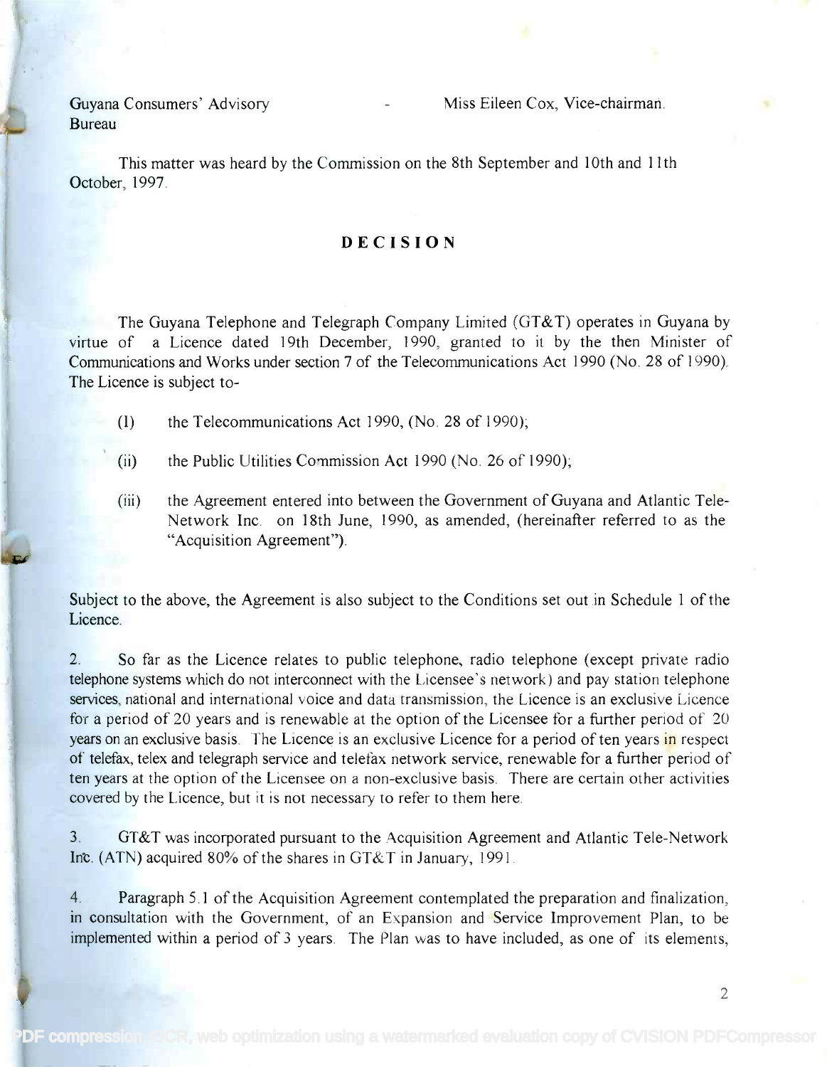Guyana Consumers' Advisory Bureau - Miss Eileen Cox, Vice-chairman.

This matter was heard by the Commission on the 8th September and 10th and 11th October, 1997.

## DECISION

The Guyana Telephone and Telegraph Company Limited (GT&T) operates in Guyana by virtue of a Licence dated 19th December, 1990, granted to it by the then Minister of Communications and Works under section 7 of the Telecommunications Act 1990 (No. 28 of 1990). The Licence is subject to-

(I) the Telecommunications Act 1990, (No. 28 of 1990);

(ii) the Public Utilities Commission Act 1990 (No. 26 of 1990);

(iii) the Agreement entered into between the Government of Guyana and Atlantic Tele-Network Inc. on 18th June, 1990, as amended, (hereinafter referred to as the "Acquisition Agreement").

Subject to the above, the Agreement is also subject to the Conditions set out in Schedule 1 of the Licence.

2. So far as the Licence relates to public telephone, radio telephone (except private radio telephone systems which do not interconnect with the Licensee's network) and pay station telephone services, national and international voice and data transmission, the Licence is an exclusive Licence for a period of 20 years and is renewable at the option of the Licensee for a further period of 20 years on an exclusive basis. The Licence is an exclusive Licence for a period of ten years in respect of telefax, telex and telegraph service and telefax network service, renewable for a further period of ten years at the option of the Licensee on a non-exclusive basis. There are certain other activities covered by the Licence, but it is not necessary to refer to them here.

3. GT&T was incorporated pursuant to the Acquisition Agreement and Atlantic Tele-Network Inc. (ATN) acquired 80% of the shares in GT&T in January, 1991.

4. Paragraph 5.1 of the Acquisition Agreement contemplated the preparation and finalization, in consultation with the Government, of an Expansion and Service Improvement Plan, to be implemented within a period of 3 years. The Plan was to have included, as one of its elements,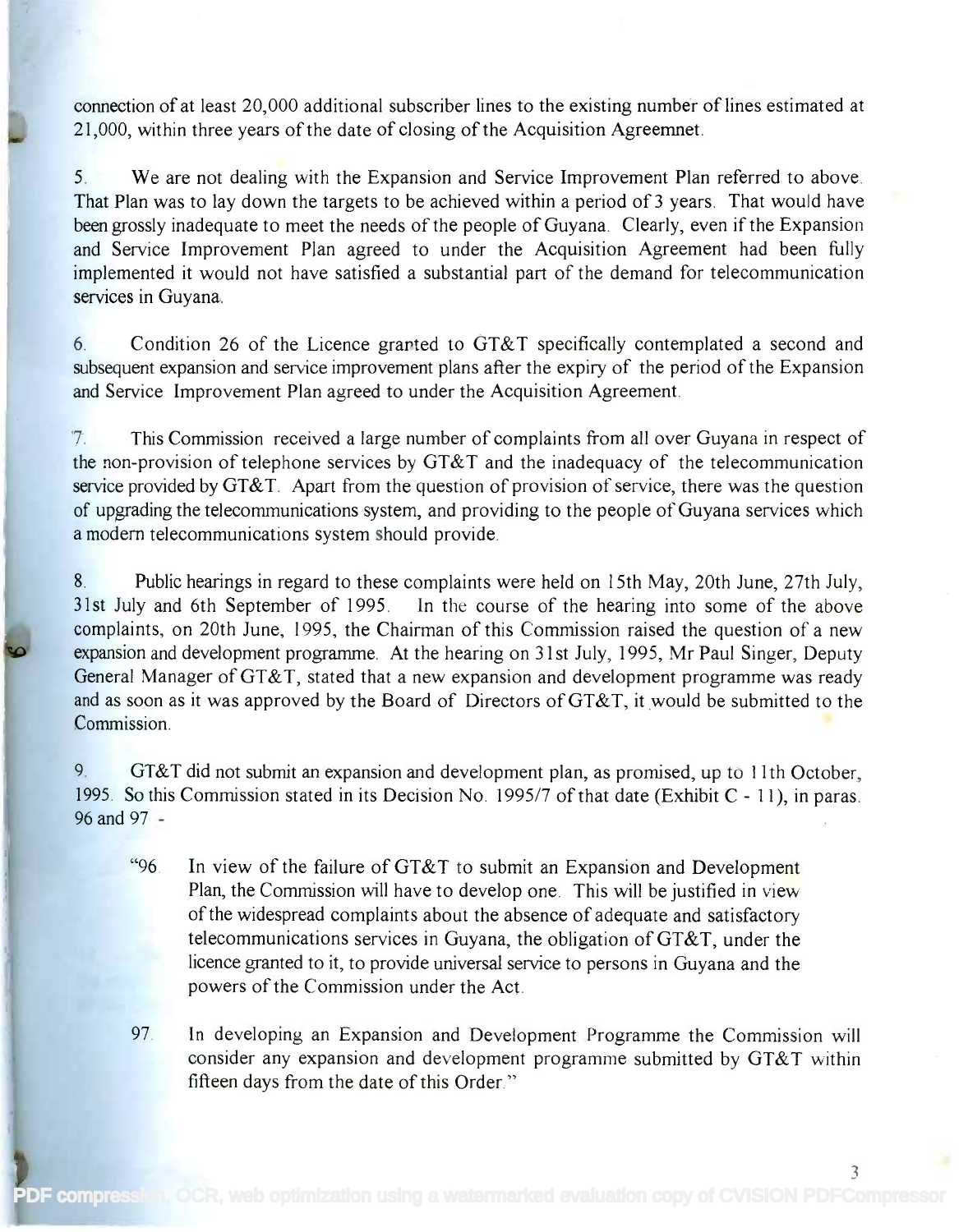connection of at least 20,000 additional subscriber lines to the existing number of lines estimated at 21,000, within three years of the date of closing of the Acquisition Agreemnet.

5. We are not dealing with the Expansion and Service Improvement Plan referred to above. That Plan was to lay down the targets to be achieved within a period of 3 years. That would have been grossly inadequate to meet the needs of the people of Guyana. Clearly, even if the Expansion and Service Improvement Plan agreed to under the Acquisition Agreement had been fully implemented it would not have satisfied a substantial part of the demand for telecommunication services in Guyana.

6. Condition 26 of the Licence granted to GT&T specifically contemplated a second and subsequent expansion and service improvement plans after the expiry of the period of the Expansion and Service Improvement Plan agreed to under the Acquisition Agreement.

7. This Commission received a large number of complaints from all over Guyana in respect of the non-provision of telephone services by GT&T and the inadequacy of the telecommunication service provided by GT&T. Apart from the question of provision of service, there was the question of upgrading the telecommunications system, and providing to the people of Guyana services which a modern telecommunications system should provide.

8. Public hearings in regard to these complaints were held on 15th May, 20th June, 27th July, 31st July and 6th September of 1995. In the course of the hearing into some of the above complaints, on 20th June, 1995, the Chairman of this Commission raised the question of a new expansion and development programme. At the hearing on 31st July, 1995, Mr Paul Singer, Deputy General Manager of GT&T, stated that a new expansion and development programme was ready and as soon as it was approved by the Board of Directors of GT&T, it would be submitted to the Commission.

9. GT&T did not submit an expansion and development plan, as promised, up to 11th October, 1995. So this Commission stated in its Decision No. 1995/7 of that date (Exhibit C - 11), in paras. 96 and 97 -

> "96. In view of the failure of GT&T to submit an Expansion and Development Plan, the Commission will have to develop one. This will be justified in view of the widespread complaints about the absence of adequate and satisfactory telecommunications services in Guyana, the obligation of GT&T, under the licence granted to it, to provide universal service to persons in Guyana and the powers of the Commission under the Act.
>
> 97. In developing an Expansion and Development Programme the Commission will consider any expansion and development programme submitted by GT&T within fifteen days from the date of this Order."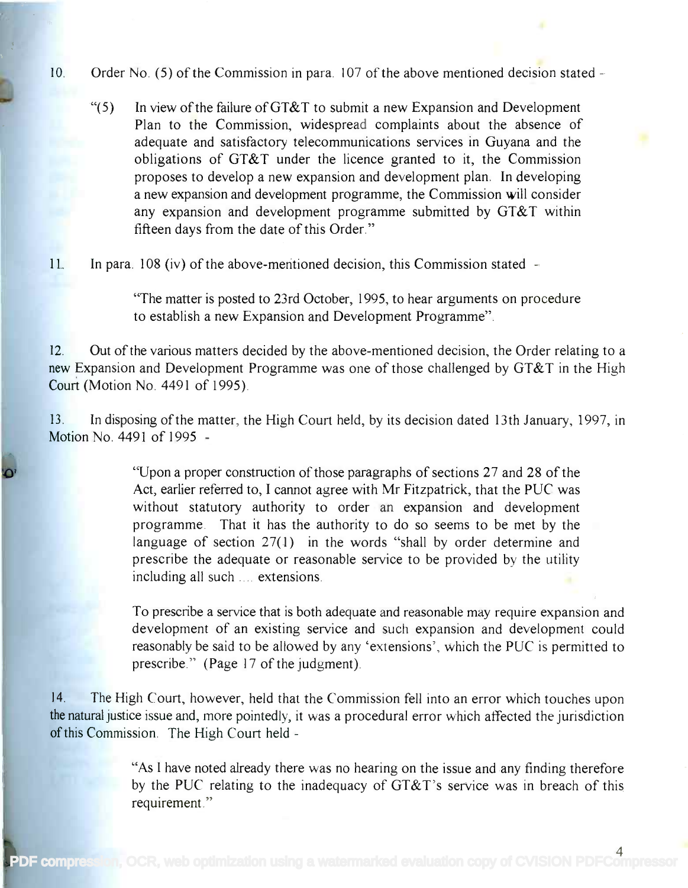10. Order No. (5) of the Commission in para. 107 of the above mentioned decision stated -

> "(5) In view of the failure of GT&T to submit a new Expansion and Development Plan to the Commission, widespread complaints about the absence of adequate and satisfactory telecommunications services in Guyana and the obligations of GT&T under the licence granted to it, the Commission proposes to develop a new expansion and development plan. In developing a new expansion and development programme, the Commission will consider any expansion and development programme submitted by GT&T within fifteen days from the date of this Order."

11. In para. 108 (iv) of the above-mentioned decision, this Commission stated -

> "The matter is posted to 23rd October, 1995, to hear arguments on procedure to establish a new Expansion and Development Programme".

12. Out of the various matters decided by the above-mentioned decision, the Order relating to a new Expansion and Development Programme was one of those challenged by GT&T in the High Court (Motion No. 4491 of 1995).

13. In disposing of the matter, the High Court held, by its decision dated 13th January, 1997, in Motion No. 4491 of 1995 -

> "Upon a proper construction of those paragraphs of sections 27 and 28 of the Act, earlier referred to, I cannot agree with Mr Fitzpatrick, that the PUC was without statutory authority to order an expansion and development programme. That it has the authority to do so seems to be met by the language of section 27(1) in the words "shall by order determine and prescribe the adequate or reasonable service to be provided by the utility including all such .... extensions.
>
> To prescribe a service that is both adequate and reasonable may require expansion and development of an existing service and such expansion and development could reasonably be said to be allowed by any 'extensions', which the PUC is permitted to prescribe." (Page 17 of the judgment).

14. The High Court, however, held that the Commission fell into an error which touches upon the natural justice issue and, more pointedly, it was a procedural error which affected the jurisdiction of this Commission. The High Court held -

> "As I have noted already there was no hearing on the issue and any finding therefore by the PUC relating to the inadequacy of GT&T's service was in breach of this requirement."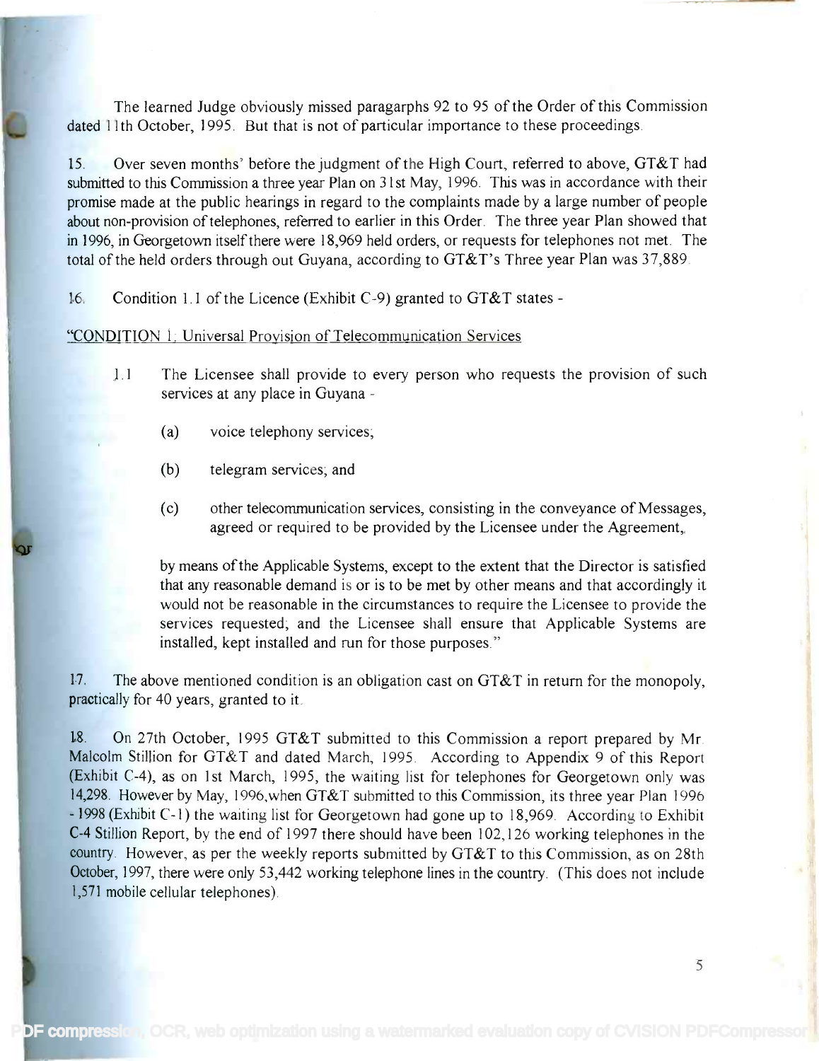The learned Judge obviously missed paragarphs 92 to 95 of the Order of this Commission dated 11th October, 1995. But that is not of particular importance to these proceedings.

15. Over seven months' before the judgment of the High Court, referred to above, GT&T had submitted to this Commission a three year Plan on 31st May, 1996. This was in accordance with their promise made at the public hearings in regard to the complaints made by a large number of people about non-provision of telephones, referred to earlier in this Order. The three year Plan showed that in 1996, in Georgetown itself there were 18,969 held orders, or requests for telephones not met. The total of the held orders through out Guyana, according to GT&T's Three year Plan was 37,889.

16. Condition 1.1 of the Licence (Exhibit C-9) granted to GT&T states -

"CONDITION 1: Universal Provision of Telecommunication Services

> 1.1 The Licensee shall provide to every person who requests the provision of such services at any place in Guyana -
>
> (a) voice telephony services;
>
> (b) telegram services; and
>
> (c) other telecommunication services, consisting in the conveyance of Messages, agreed or required to be provided by the Licensee under the Agreement,
>
> by means of the Applicable Systems, except to the extent that the Director is satisfied that any reasonable demand is or is to be met by other means and that accordingly it would not be reasonable in the circumstances to require the Licensee to provide the services requested; and the Licensee shall ensure that Applicable Systems are installed, kept installed and run for those purposes."

17. The above mentioned condition is an obligation cast on GT&T in return for the monopoly, practically for 40 years, granted to it.

18. On 27th October, 1995 GT&T submitted to this Commission a report prepared by Mr. Malcolm Stillion for GT&T and dated March, 1995. According to Appendix 9 of this Report (Exhibit C-4), as on 1st March, 1995, the waiting list for telephones for Georgetown only was 14,298. However by May, 1996,when GT&T submitted to this Commission, its three year Plan 1996 - 1998 (Exhibit C-1) the waiting list for Georgetown had gone up to 18,969. According to Exhibit C-4 Stillion Report, by the end of 1997 there should have been 102,126 working telephones in the country. However, as per the weekly reports submitted by GT&T to this Commission, as on 28th October, 1997, there were only 53,442 working telephone lines in the country. (This does not include 1,571 mobile cellular telephones).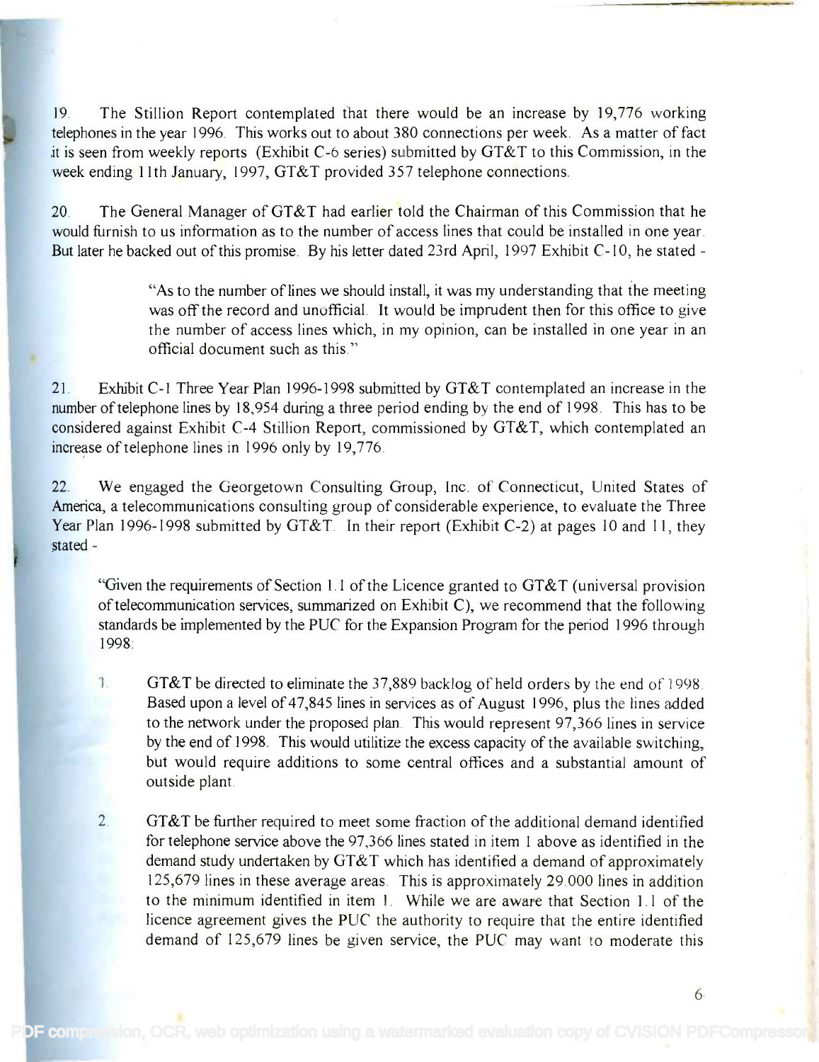19. The Stillion Report contemplated that there would be an increase by 19,776 working telephones in the year 1996. This works out to about 380 connections per week. As a matter of fact it is seen from weekly reports (Exhibit C-6 series) submitted by GT&T to this Commission, in the week ending 11th January, 1997, GT&T provided 357 telephone connections.

20. The General Manager of GT&T had earlier told the Chairman of this Commission that he would furnish to us information as to the number of access lines that could be installed in one year. But later he backed out of this promise. By his letter dated 23rd April, 1997 Exhibit C-10, he stated -

> "As to the number of lines we should install, it was my understanding that the meeting was off the record and unofficial. It would be imprudent then for this office to give the number of access lines which, in my opinion, can be installed in one year in an official document such as this."

21. Exhibit C-1 Three Year Plan 1996-1998 submitted by GT&T contemplated an increase in the number of telephone lines by 18,954 during a three period ending by the end of 1998. This has to be considered against Exhibit C-4 Stillion Report, commissioned by GT&T, which contemplated an increase of telephone lines in 1996 only by 19,776.

22. We engaged the Georgetown Consulting Group, Inc. of Connecticut, United States of America, a telecommunications consulting group of considerable experience, to evaluate the Three Year Plan 1996-1998 submitted by GT&T. In their report (Exhibit C-2) at pages 10 and 11, they stated -

> "Given the requirements of Section 1.1 of the Licence granted to GT&T (universal provision of telecommunication services, summarized on Exhibit C), we recommend that the following standards be implemented by the PUC for the Expansion Program for the period 1996 through 1998:
>
> 1. GT&T be directed to eliminate the 37,889 backlog of held orders by the end of 1998. Based upon a level of 47,845 lines in services as of August 1996, plus the lines added to the network under the proposed plan. This would represent 97,366 lines in service by the end of 1998. This would utilitize the excess capacity of the available switching, but would require additions to some central offices and a substantial amount of outside plant.
>
> 2. GT&T be further required to meet some fraction of the additional demand identified for telephone service above the 97,366 lines stated in item 1 above as identified in the demand study undertaken by GT&T which has identified a demand of approximately 125,679 lines in these average areas. This is approximately 29,000 lines in addition to the minimum identified in item 1. While we are aware that Section 1.1 of the licence agreement gives the PUC the authority to require that the entire identified demand of 125,679 lines be given service, the PUC may want to moderate this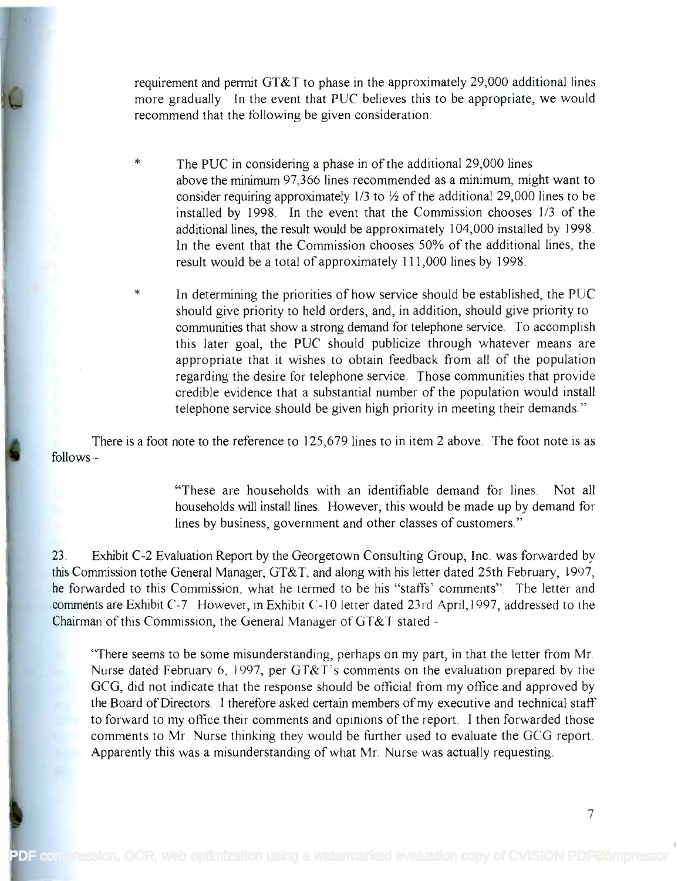requirement and permit GT&T to phase in the approximately 29,000 additional lines more gradually. In the event that PUC believes this to be appropriate, we would recommend that the following be given consideration:

* The PUC in considering a phase in of the additional 29,000 lines above the minimum 97,366 lines recommended as a minimum, might want to consider requiring approximately 1/3 to ½ of the additional 29,000 lines to be installed by 1998. In the event that the Commission chooses 1/3 of the additional lines, the result would be approximately 104,000 installed by 1998. In the event that the Commission chooses 50% of the additional lines, the result would be a total of approximately 111,000 lines by 1998.

* In determining the priorities of how service should be established, the PUC should give priority to held orders, and, in addition, should give priority to communities that show a strong demand for telephone service. To accomplish this later goal, the PUC should publicize through whatever means are appropriate that it wishes to obtain feedback from all of the population regarding the desire for telephone service. Those communities that provide credible evidence that a substantial number of the population would install telephone service should be given high priority in meeting their demands."

There is a foot note to the reference to 125,679 lines to in item 2 above. The foot note is as follows -

> "These are households with an identifiable demand for lines. Not all households will install lines. However, this would be made up by demand for lines by business, government and other classes of customers."

23. Exhibit C-2 Evaluation Report by the Georgetown Consulting Group, Inc. was forwarded by this Commission tothe General Manager, GT&T, and along with his letter dated 25th February, 1997, he forwarded to this Commission, what he termed to be his "staffs' comments". The letter and comments are Exhibit C-7. However, in Exhibit C-10 letter dated 23rd April,1997, addressed to the Chairman of this Commission, the General Manager of GT&T stated -

> "There seems to be some misunderstanding, perhaps on my part, in that the letter from Mr. Nurse dated February 6, 1997, per GT&T's comments on the evaluation prepared by the GCG, did not indicate that the response should be official from my office and approved by the Board of Directors. I therefore asked certain members of my executive and technical staff to forward to my office their comments and opinions of the report. I then forwarded those comments to Mr. Nurse thinking they would be further used to evaluate the GCG report. Apparently this was a misunderstanding of what Mr. Nurse was actually requesting.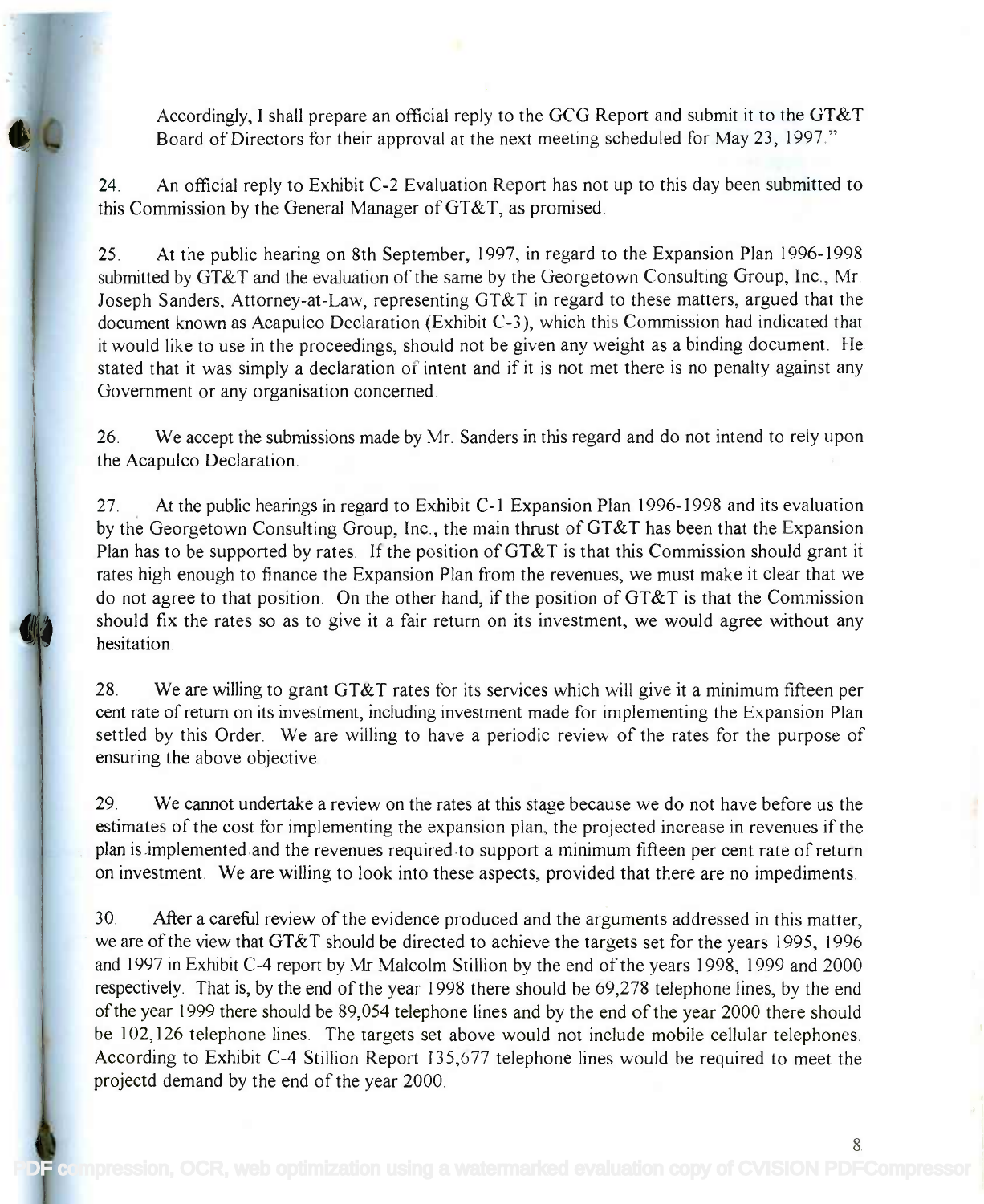Accordingly, I shall prepare an official reply to the GCG Report and submit it to the GT&T Board of Directors for their approval at the next meeting scheduled for May 23, 1997."

24. An official reply to Exhibit C-2 Evaluation Report has not up to this day been submitted to this Commission by the General Manager of GT&T, as promised.

25. At the public hearing on 8th September, 1997, in regard to the Expansion Plan 1996-1998 submitted by GT&T and the evaluation of the same by the Georgetown Consulting Group, Inc., Mr. Joseph Sanders, Attorney-at-Law, representing GT&T in regard to these matters, argued that the document known as Acapulco Declaration (Exhibit C-3), which this Commission had indicated that it would like to use in the proceedings, should not be given any weight as a binding document. He stated that it was simply a declaration of intent and if it is not met there is no penalty against any Government or any organisation concerned.

26. We accept the submissions made by Mr. Sanders in this regard and do not intend to rely upon the Acapulco Declaration.

27. At the public hearings in regard to Exhibit C-1 Expansion Plan 1996-1998 and its evaluation by the Georgetown Consulting Group, Inc., the main thrust of GT&T has been that the Expansion Plan has to be supported by rates. If the position of GT&T is that this Commission should grant it rates high enough to finance the Expansion Plan from the revenues, we must make it clear that we do not agree to that position. On the other hand, if the position of GT&T is that the Commission should fix the rates so as to give it a fair return on its investment, we would agree without any hesitation.

28. We are willing to grant GT&T rates for its services which will give it a minimum fifteen per cent rate of return on its investment, including investment made for implementing the Expansion Plan settled by this Order. We are willing to have a periodic review of the rates for the purpose of ensuring the above objective.

29. We cannot undertake a review on the rates at this stage because we do not have before us the estimates of the cost for implementing the expansion plan, the projected increase in revenues if the plan is implemented and the revenues required to support a minimum fifteen per cent rate of return on investment. We are willing to look into these aspects, provided that there are no impediments.

30. After a careful review of the evidence produced and the arguments addressed in this matter, we are of the view that GT&T should be directed to achieve the targets set for the years 1995, 1996 and 1997 in Exhibit C-4 report by Mr Malcolm Stillion by the end of the years 1998, 1999 and 2000 respectively. That is, by the end of the year 1998 there should be 69,278 telephone lines, by the end of the year 1999 there should be 89,054 telephone lines and by the end of the year 2000 there should be 102,126 telephone lines. The targets set above would not include mobile cellular telephones. According to Exhibit C-4 Stillion Report 135,677 telephone lines would be required to meet the projectd demand by the end of the year 2000.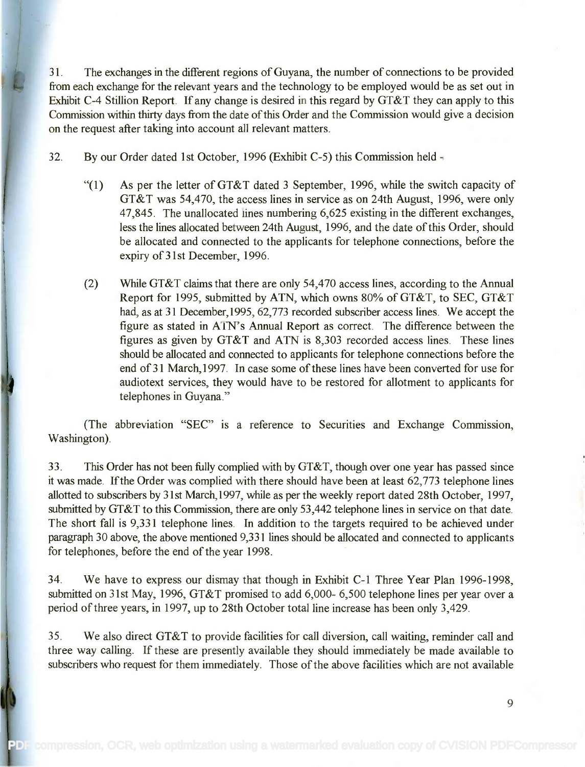31. The exchanges in the different regions of Guyana, the number of connections to be provided from each exchange for the relevant years and the technology to be employed would be as set out in Exhibit C-4 Stillion Report. If any change is desired in this regard by GT&T they can apply to this Commission within thirty days from the date of this Order and the Commission would give a decision on the request after taking into account all relevant matters.

32. By our Order dated 1st October, 1996 (Exhibit C-5) this Commission held -

> "(1) As per the letter of GT&T dated 3 September, 1996, while the switch capacity of GT&T was 54,470, the access lines in service as on 24th August, 1996, were only 47,845. The unallocated lines numbering 6,625 existing in the different exchanges, less the lines allocated between 24th August, 1996, and the date of this Order, should be allocated and connected to the applicants for telephone connections, before the expiry of 31st December, 1996.
>
> (2) While GT&T claims that there are only 54,470 access lines, according to the Annual Report for 1995, submitted by ATN, which owns 80% of GT&T, to SEC, GT&T had, as at 31 December, 1995, 62,773 recorded subscriber access lines. We accept the figure as stated in ATN's Annual Report as correct. The difference between the figures as given by GT&T and ATN is 8,303 recorded access lines. These lines should be allocated and connected to applicants for telephone connections before the end of 31 March, 1997. In case some of these lines have been converted for use for audiotext services, they would have to be restored for allotment to applicants for telephones in Guyana."

(The abbreviation "SEC" is a reference to Securities and Exchange Commission, Washington).

33. This Order has not been fully complied with by GT&T, though over one year has passed since it was made. If the Order was complied with there should have been at least 62,773 telephone lines allotted to subscribers by 31st March, 1997, while as per the weekly report dated 28th October, 1997, submitted by GT&T to this Commission, there are only 53,442 telephone lines in service on that date. The short fall is 9,331 telephone lines. In addition to the targets required to be achieved under paragraph 30 above, the above mentioned 9,331 lines should be allocated and connected to applicants for telephones, before the end of the year 1998.

34. We have to express our dismay that though in Exhibit C-1 Three Year Plan 1996-1998, submitted on 31st May, 1996, GT&T promised to add 6,000- 6,500 telephone lines per year over a period of three years, in 1997, up to 28th October total line increase has been only 3,429.

35. We also direct GT&T to provide facilities for call diversion, call waiting, reminder call and three way calling. If these are presently available they should immediately be made available to subscribers who request for them immediately. Those of the above facilities which are not available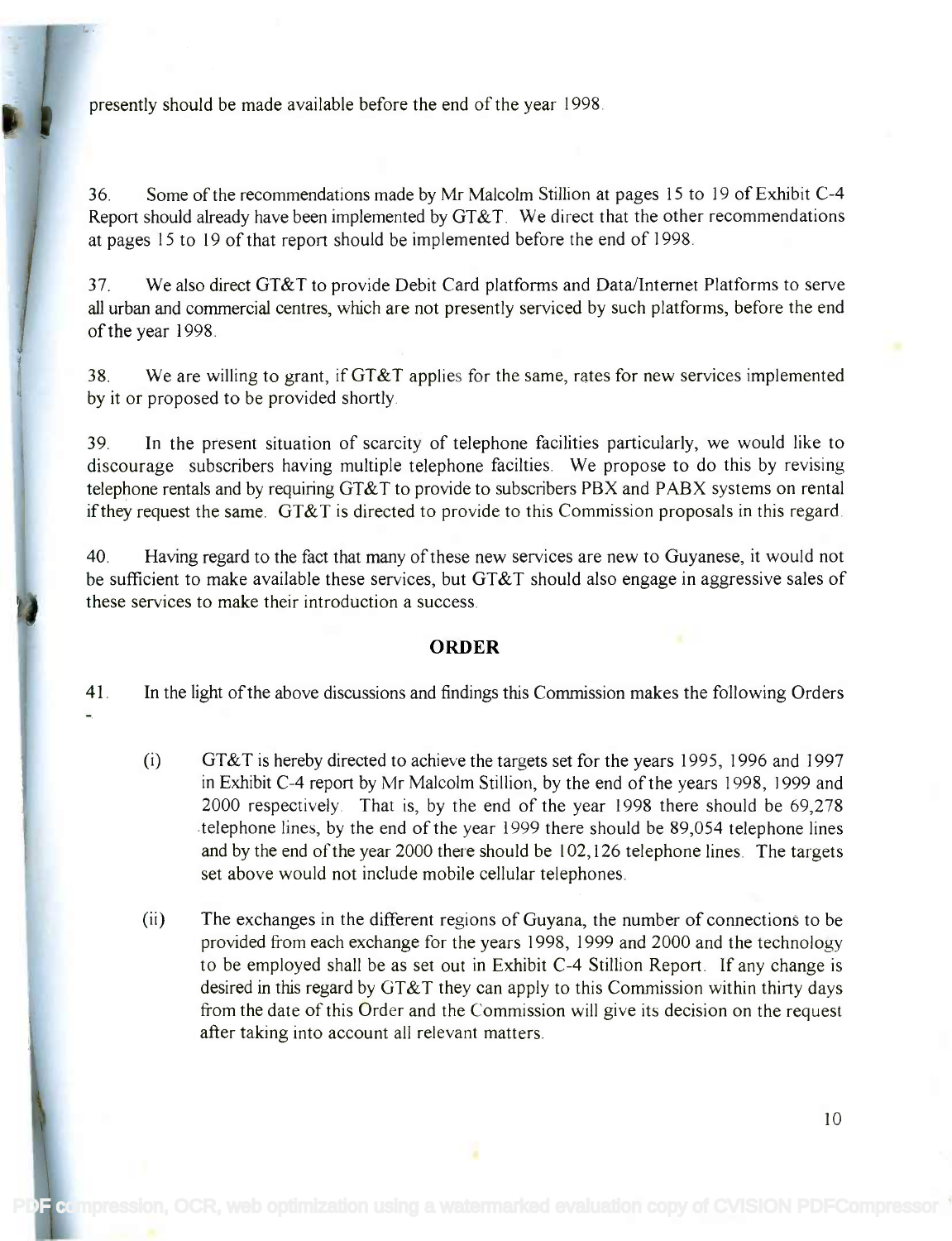presently should be made available before the end of the year 1998.

36. Some of the recommendations made by Mr Malcolm Stillion at pages 15 to 19 of Exhibit C-4 Report should already have been implemented by GT&T. We direct that the other recommendations at pages 15 to 19 of that report should be implemented before the end of 1998.

37. We also direct GT&T to provide Debit Card platforms and Data/Internet Platforms to serve all urban and commercial centres, which are not presently serviced by such platforms, before the end of the year 1998.

38. We are willing to grant, if GT&T applies for the same, rates for new services implemented by it or proposed to be provided shortly.

39. In the present situation of scarcity of telephone facilities particularly, we would like to discourage subscribers having multiple telephone facilties. We propose to do this by revising telephone rentals and by requiring GT&T to provide to subscribers PBX and PABX systems on rental if they request the same. GT&T is directed to provide to this Commission proposals in this regard.

40. Having regard to the fact that many of these new services are new to Guyanese, it would not be sufficient to make available these services, but GT&T should also engage in aggressive sales of these services to make their introduction a success.

## ORDER

41. In the light of the above discussions and findings this Commission makes the following Orders -

(i) GT&T is hereby directed to achieve the targets set for the years 1995, 1996 and 1997 in Exhibit C-4 report by Mr Malcolm Stillion, by the end of the years 1998, 1999 and 2000 respectively. That is, by the end of the year 1998 there should be 69,278 telephone lines, by the end of the year 1999 there should be 89,054 telephone lines and by the end of the year 2000 there should be 102,126 telephone lines. The targets set above would not include mobile cellular telephones.

(ii) The exchanges in the different regions of Guyana, the number of connections to be provided from each exchange for the years 1998, 1999 and 2000 and the technology to be employed shall be as set out in Exhibit C-4 Stillion Report. If any change is desired in this regard by GT&T they can apply to this Commission within thirty days from the date of this Order and the Commission will give its decision on the request after taking into account all relevant matters.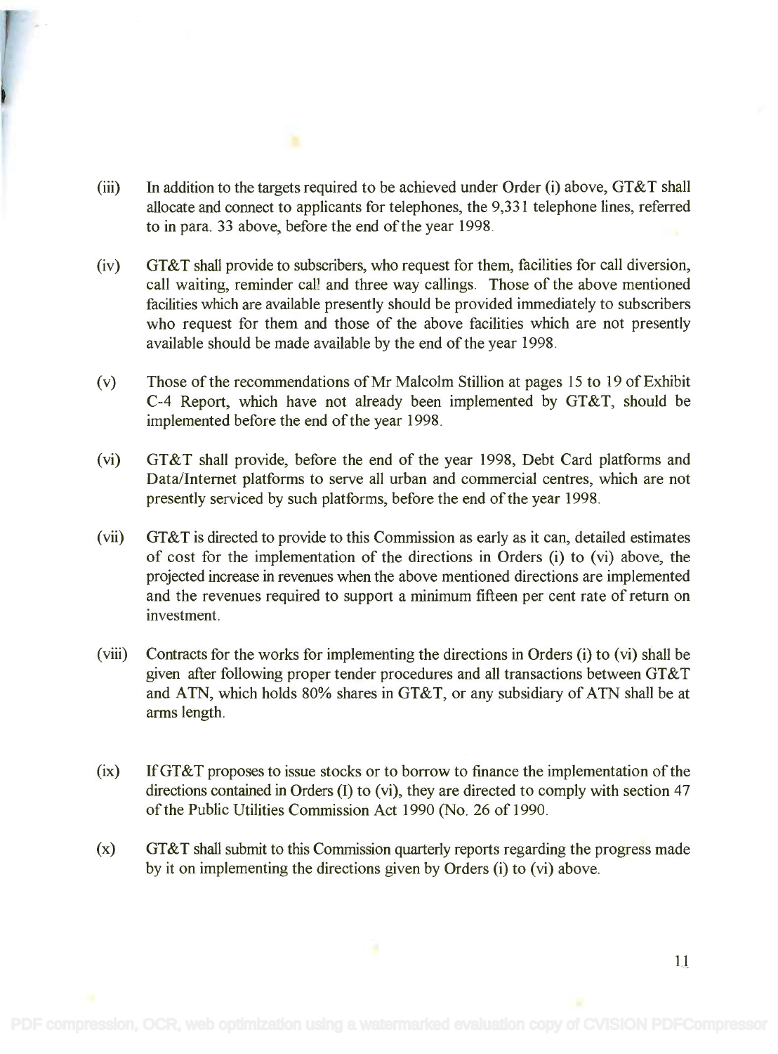(iii) In addition to the targets required to be achieved under Order (i) above, GT&T shall allocate and connect to applicants for telephones, the 9,331 telephone lines, referred to in para. 33 above, before the end of the year 1998.

(iv) GT&T shall provide to subscribers, who request for them, facilities for call diversion, call waiting, reminder call and three way callings. Those of the above mentioned facilities which are available presently should be provided immediately to subscribers who request for them and those of the above facilities which are not presently available should be made available by the end of the year 1998.

(v) Those of the recommendations of Mr Malcolm Stillion at pages 15 to 19 of Exhibit C-4 Report, which have not already been implemented by GT&T, should be implemented before the end of the year 1998.

(vi) GT&T shall provide, before the end of the year 1998, Debt Card platforms and Data/Internet platforms to serve all urban and commercial centres, which are not presently serviced by such platforms, before the end of the year 1998.

(vii) GT&T is directed to provide to this Commission as early as it can, detailed estimates of cost for the implementation of the directions in Orders (i) to (vi) above, the projected increase in revenues when the above mentioned directions are implemented and the revenues required to support a minimum fifteen per cent rate of return on investment.

(viii) Contracts for the works for implementing the directions in Orders (i) to (vi) shall be given after following proper tender procedures and all transactions between GT&T and ATN, which holds 80% shares in GT&T, or any subsidiary of ATN shall be at arms length.

(ix) If GT&T proposes to issue stocks or to borrow to finance the implementation of the directions contained in Orders (I) to (vi), they are directed to comply with section 47 of the Public Utilities Commission Act 1990 (No. 26 of 1990.

(x) GT&T shall submit to this Commission quarterly reports regarding the progress made by it on implementing the directions given by Orders (i) to (vi) above.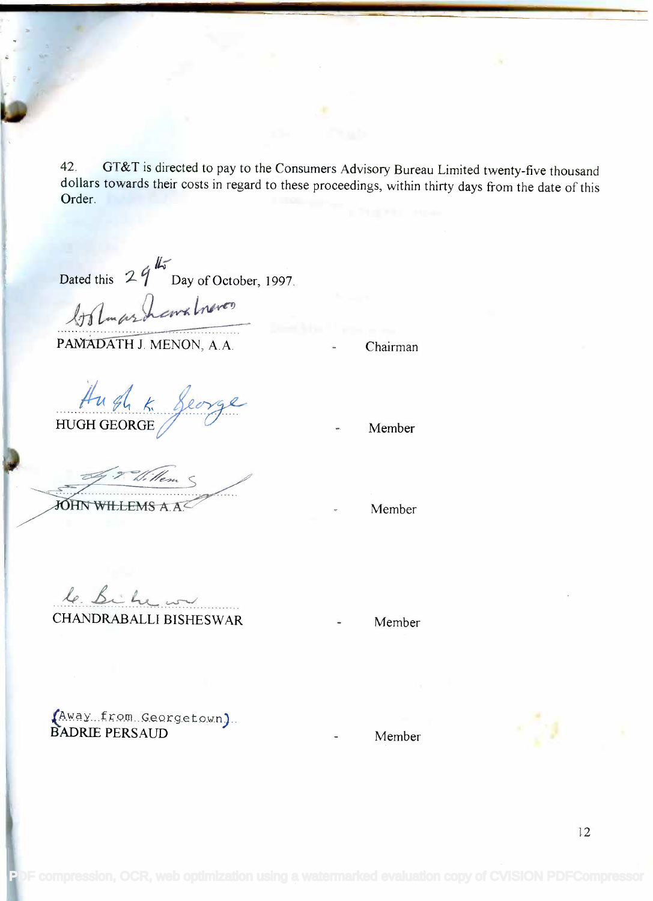42. GT&T is directed to pay to the Consumers Advisory Bureau Limited twenty-five thousand dollars towards their costs in regard to these proceedings, within thirty days from the date of this Order.

Dated this 29th Day of October, 1997.

| | | |
|---|---|---|
| PAMADATH J. MENON, A.A. | - | Chairman |
| HUGH GEORGE | - | Member |
| JOHN WILLEMS A.A. | - | Member |
| CHANDRABALLI BISHESWAR | - | Member |
| (Away from Georgetown) BADRIE PERSAUD | - | Member |